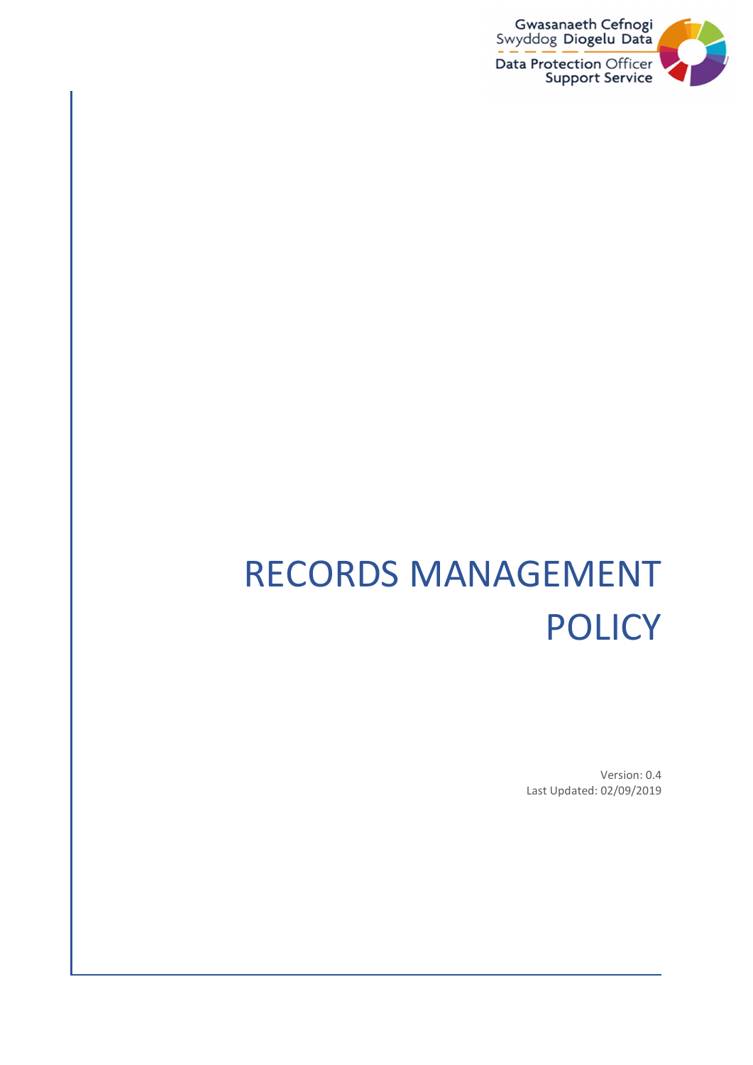Gwasanaeth Cefnogi Swyddog Diogelu Data

Data Protection Officer Support Service

# RECORDS MANAGEMENT POLICY

Version: 0.4

Last Updated: 02/09/2019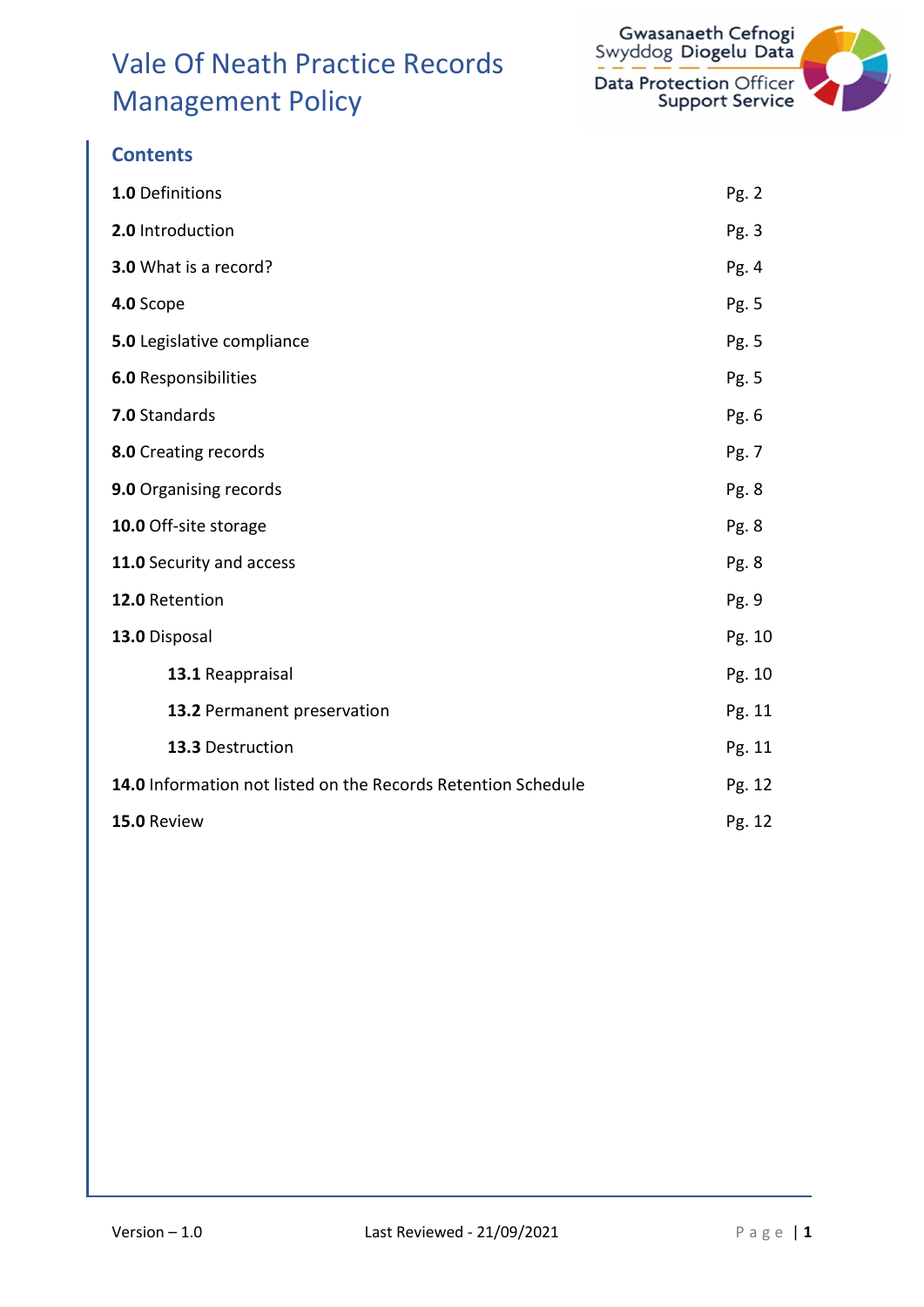# Vale Of Neath Practice Records Management Policy

## Contents

| | |
|---|---|
| **1.0** Definitions | Pg. 2 |
| **2.0** Introduction | Pg. 3 |
| **3.0** What is a record? | Pg. 4 |
| **4.0** Scope | Pg. 5 |
| **5.0** Legislative compliance | Pg. 5 |
| **6.0** Responsibilities | Pg. 5 |
| **7.0** Standards | Pg. 6 |
| **8.0** Creating records | Pg. 7 |
| **9.0** Organising records | Pg. 8 |
| **10.0** Off-site storage | Pg. 8 |
| **11.0** Security and access | Pg. 8 |
| **12.0** Retention | Pg. 9 |
| **13.0** Disposal | Pg. 10 |
| **13.1** Reappraisal | Pg. 10 |
| **13.2** Permanent preservation | Pg. 11 |
| **13.3** Destruction | Pg. 11 |
| **14.0** Information not listed on the Records Retention Schedule | Pg. 12 |
| **15.0** Review | Pg. 12 |

Version – 1.0    Last Reviewed - 21/09/2021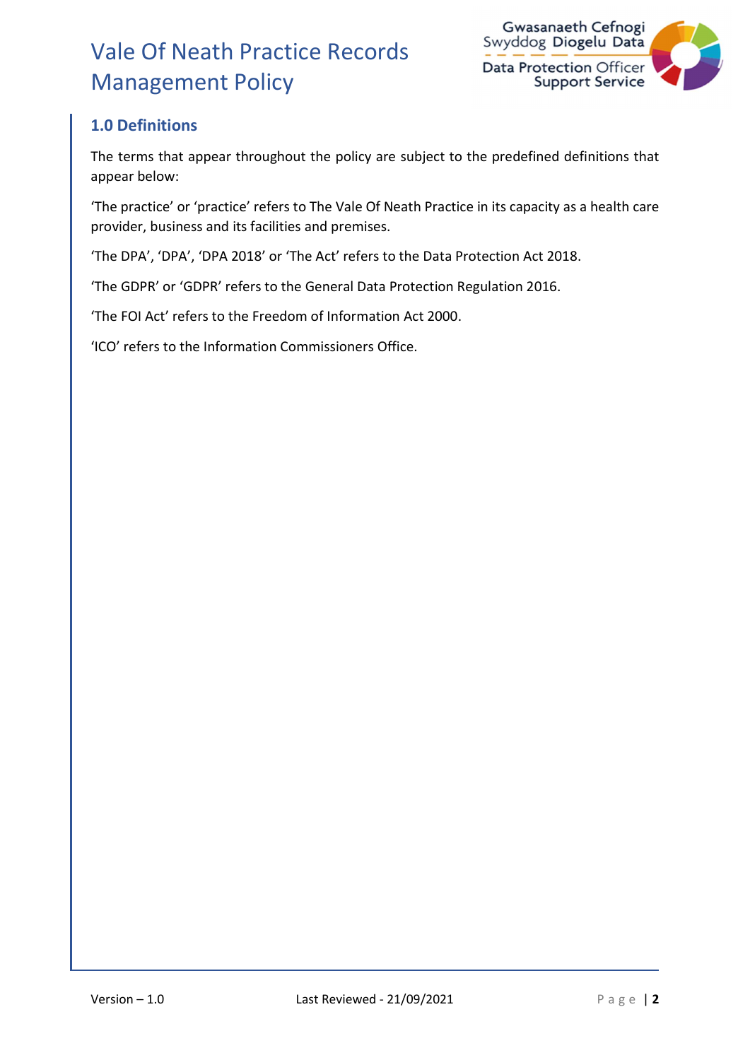## 1.0 Definitions

The terms that appear throughout the policy are subject to the predefined definitions that appear below:

'The practice' or 'practice' refers to The Vale Of Neath Practice in its capacity as a health care provider, business and its facilities and premises.

'The DPA', 'DPA', 'DPA 2018' or 'The Act' refers to the Data Protection Act 2018.

'The GDPR' or 'GDPR' refers to the General Data Protection Regulation 2016.

'The FOI Act' refers to the Freedom of Information Act 2000.

'ICO' refers to the Information Commissioners Office.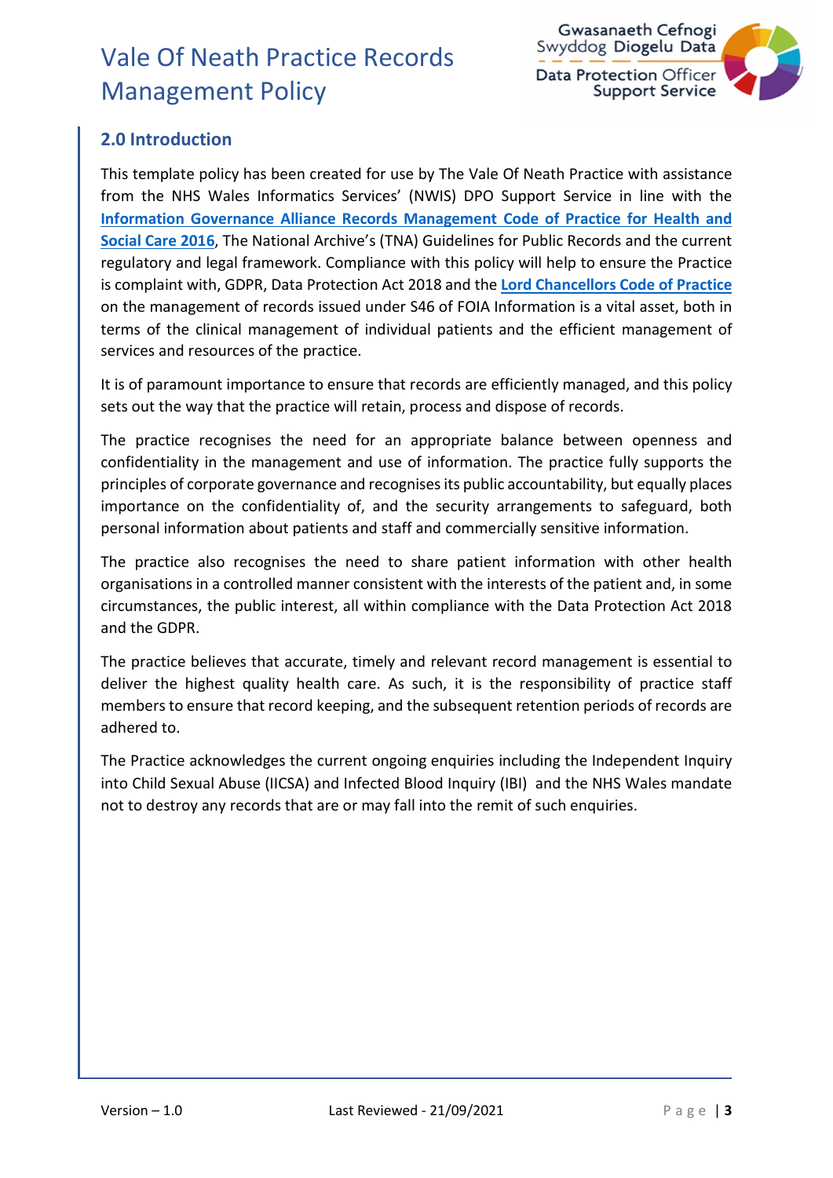## 2.0 Introduction

This template policy has been created for use by The Vale Of Neath Practice with assistance from the NHS Wales Informatics Services' (NWIS) DPO Support Service in line with the **Information Governance Alliance Records Management Code of Practice for Health and Social Care 2016**, The National Archive's (TNA) Guidelines for Public Records and the current regulatory and legal framework. Compliance with this policy will help to ensure the Practice is complaint with, GDPR, Data Protection Act 2018 and the **Lord Chancellors Code of Practice** on the management of records issued under S46 of FOIA Information is a vital asset, both in terms of the clinical management of individual patients and the efficient management of services and resources of the practice.

It is of paramount importance to ensure that records are efficiently managed, and this policy sets out the way that the practice will retain, process and dispose of records.

The practice recognises the need for an appropriate balance between openness and confidentiality in the management and use of information. The practice fully supports the principles of corporate governance and recognises its public accountability, but equally places importance on the confidentiality of, and the security arrangements to safeguard, both personal information about patients and staff and commercially sensitive information.

The practice also recognises the need to share patient information with other health organisations in a controlled manner consistent with the interests of the patient and, in some circumstances, the public interest, all within compliance with the Data Protection Act 2018 and the GDPR.

The practice believes that accurate, timely and relevant record management is essential to deliver the highest quality health care. As such, it is the responsibility of practice staff members to ensure that record keeping, and the subsequent retention periods of records are adhered to.

The Practice acknowledges the current ongoing enquiries including the Independent Inquiry into Child Sexual Abuse (IICSA) and Infected Blood Inquiry (IBI) and the NHS Wales mandate not to destroy any records that are or may fall into the remit of such enquiries.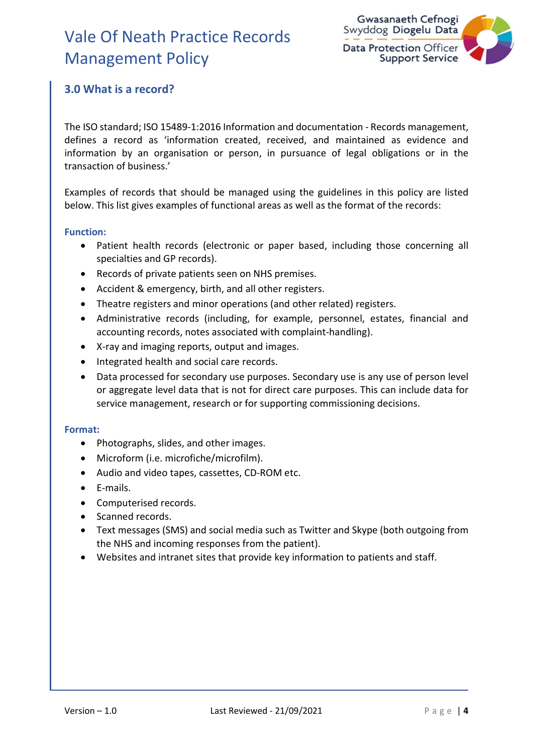## 3.0 What is a record?

The ISO standard; ISO 15489-1:2016 Information and documentation - Records management, defines a record as 'information created, received, and maintained as evidence and information by an organisation or person, in pursuance of legal obligations or in the transaction of business.'

Examples of records that should be managed using the guidelines in this policy are listed below. This list gives examples of functional areas as well as the format of the records:

**Function:**

- Patient health records (electronic or paper based, including those concerning all specialties and GP records).
- Records of private patients seen on NHS premises.
- Accident & emergency, birth, and all other registers.
- Theatre registers and minor operations (and other related) registers.
- Administrative records (including, for example, personnel, estates, financial and accounting records, notes associated with complaint-handling).
- X-ray and imaging reports, output and images.
- Integrated health and social care records.
- Data processed for secondary use purposes. Secondary use is any use of person level or aggregate level data that is not for direct care purposes. This can include data for service management, research or for supporting commissioning decisions.

**Format:**

- Photographs, slides, and other images.
- Microform (i.e. microfiche/microfilm).
- Audio and video tapes, cassettes, CD-ROM etc.
- E-mails.
- Computerised records.
- Scanned records.
- Text messages (SMS) and social media such as Twitter and Skype (both outgoing from the NHS and incoming responses from the patient).
- Websites and intranet sites that provide key information to patients and staff.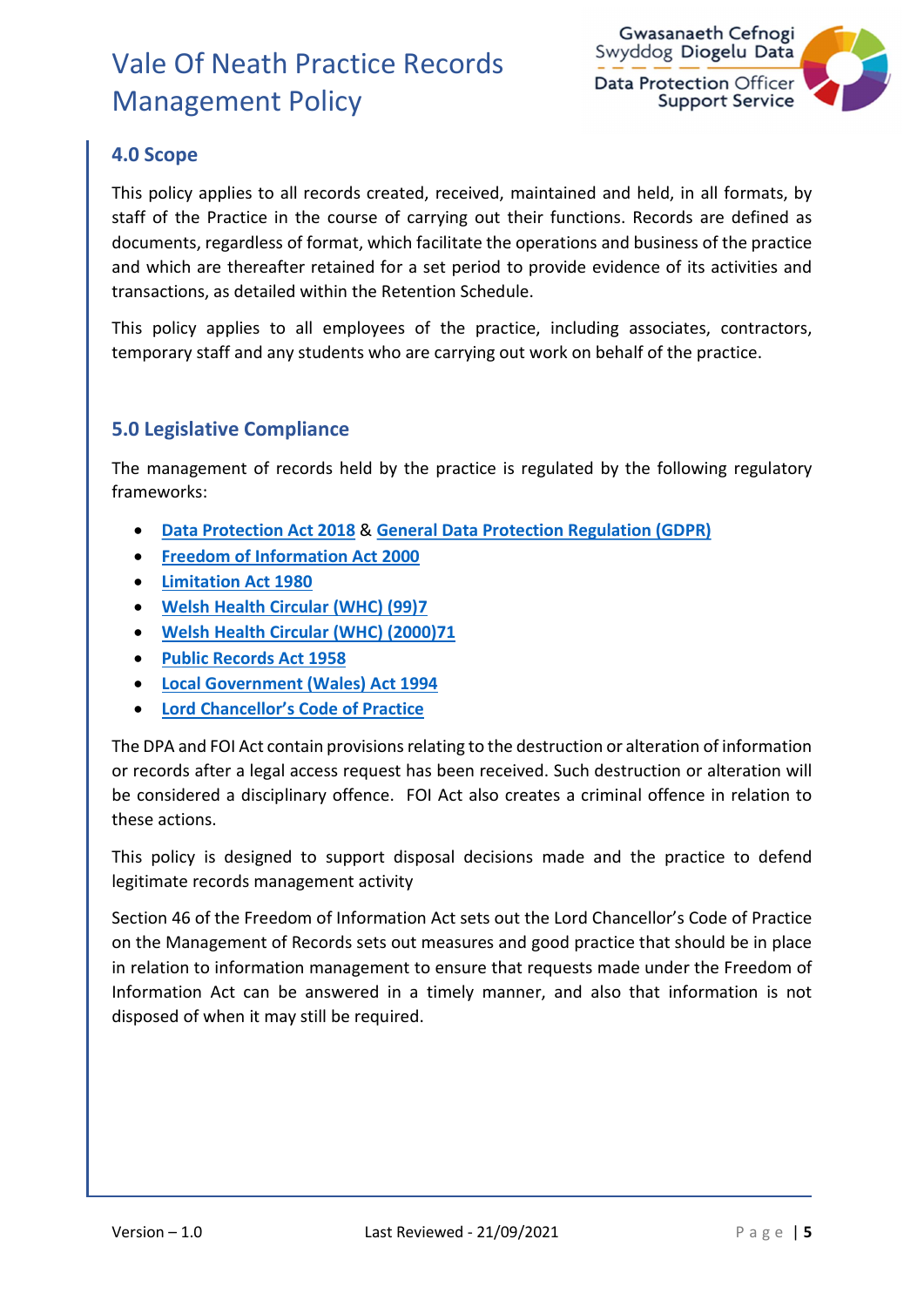## 4.0 Scope

This policy applies to all records created, received, maintained and held, in all formats, by staff of the Practice in the course of carrying out their functions. Records are defined as documents, regardless of format, which facilitate the operations and business of the practice and which are thereafter retained for a set period to provide evidence of its activities and transactions, as detailed within the Retention Schedule.

This policy applies to all employees of the practice, including associates, contractors, temporary staff and any students who are carrying out work on behalf of the practice.

## 5.0 Legislative Compliance

The management of records held by the practice is regulated by the following regulatory frameworks:

- Data Protection Act 2018 & General Data Protection Regulation (GDPR)
- Freedom of Information Act 2000
- Limitation Act 1980
- Welsh Health Circular (WHC) (99)7
- Welsh Health Circular (WHC) (2000)71
- Public Records Act 1958
- Local Government (Wales) Act 1994
- Lord Chancellor's Code of Practice

The DPA and FOI Act contain provisions relating to the destruction or alteration of information or records after a legal access request has been received. Such destruction or alteration will be considered a disciplinary offence. FOI Act also creates a criminal offence in relation to these actions.

This policy is designed to support disposal decisions made and the practice to defend legitimate records management activity

Section 46 of the Freedom of Information Act sets out the Lord Chancellor's Code of Practice on the Management of Records sets out measures and good practice that should be in place in relation to information management to ensure that requests made under the Freedom of Information Act can be answered in a timely manner, and also that information is not disposed of when it may still be required.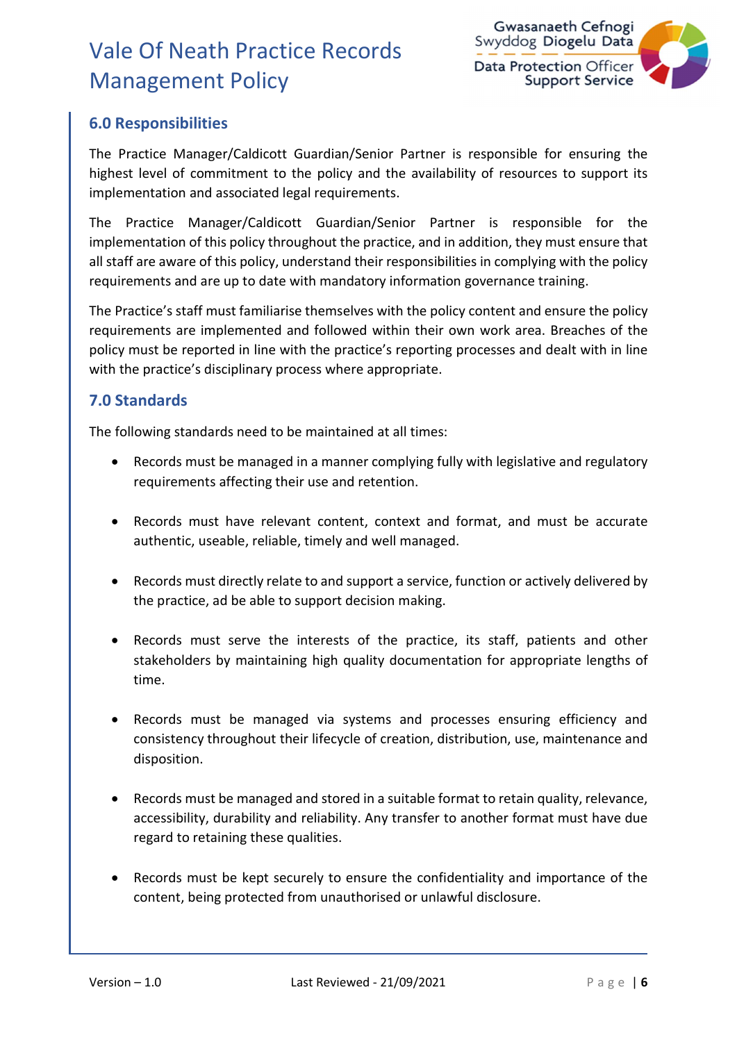## 6.0 Responsibilities

The Practice Manager/Caldicott Guardian/Senior Partner is responsible for ensuring the highest level of commitment to the policy and the availability of resources to support its implementation and associated legal requirements.

The Practice Manager/Caldicott Guardian/Senior Partner is responsible for the implementation of this policy throughout the practice, and in addition, they must ensure that all staff are aware of this policy, understand their responsibilities in complying with the policy requirements and are up to date with mandatory information governance training.

The Practice's staff must familiarise themselves with the policy content and ensure the policy requirements are implemented and followed within their own work area. Breaches of the policy must be reported in line with the practice's reporting processes and dealt with in line with the practice's disciplinary process where appropriate.

## 7.0 Standards

The following standards need to be maintained at all times:

- Records must be managed in a manner complying fully with legislative and regulatory requirements affecting their use and retention.
- Records must have relevant content, context and format, and must be accurate authentic, useable, reliable, timely and well managed.
- Records must directly relate to and support a service, function or actively delivered by the practice, ad be able to support decision making.
- Records must serve the interests of the practice, its staff, patients and other stakeholders by maintaining high quality documentation for appropriate lengths of time.
- Records must be managed via systems and processes ensuring efficiency and consistency throughout their lifecycle of creation, distribution, use, maintenance and disposition.
- Records must be managed and stored in a suitable format to retain quality, relevance, accessibility, durability and reliability. Any transfer to another format must have due regard to retaining these qualities.
- Records must be kept securely to ensure the confidentiality and importance of the content, being protected from unauthorised or unlawful disclosure.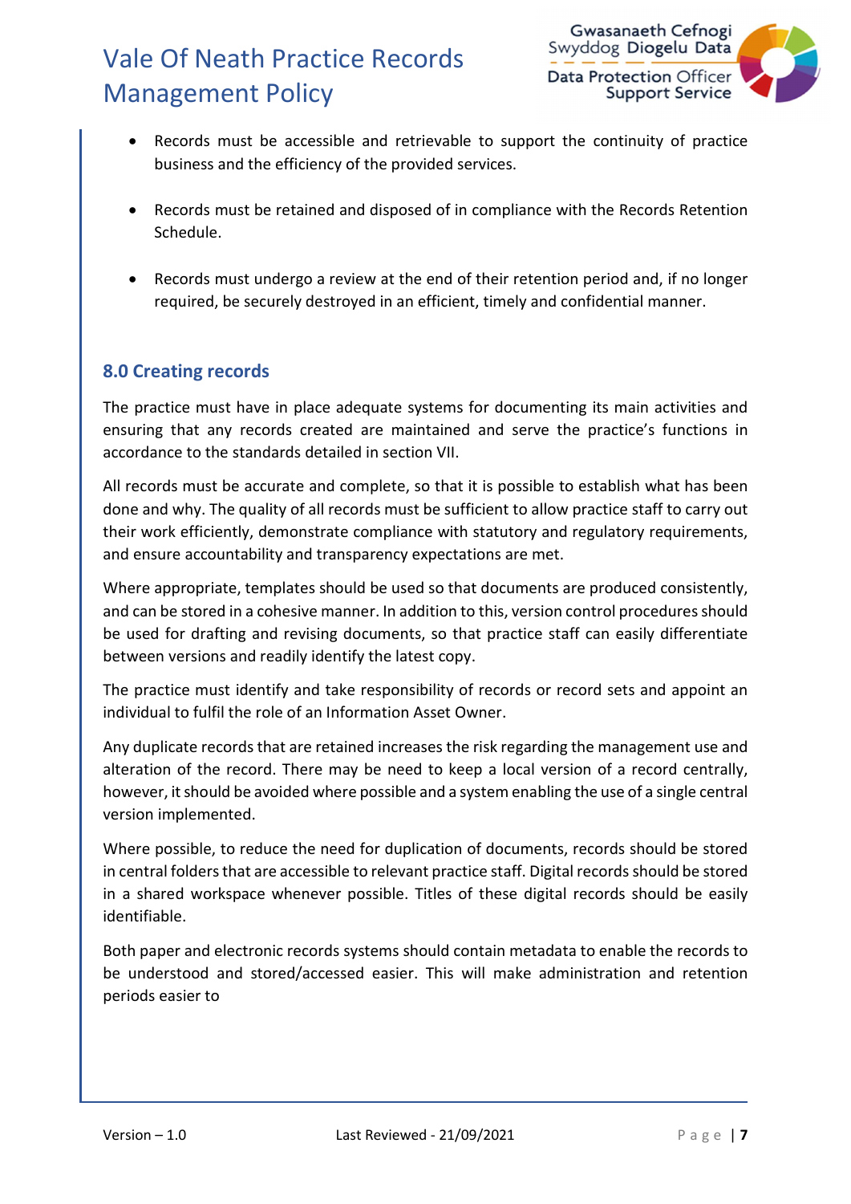- Records must be accessible and retrievable to support the continuity of practice business and the efficiency of the provided services.

- Records must be retained and disposed of in compliance with the Records Retention Schedule.

- Records must undergo a review at the end of their retention period and, if no longer required, be securely destroyed in an efficient, timely and confidential manner.

## 8.0 Creating records

The practice must have in place adequate systems for documenting its main activities and ensuring that any records created are maintained and serve the practice's functions in accordance to the standards detailed in section VII.

All records must be accurate and complete, so that it is possible to establish what has been done and why. The quality of all records must be sufficient to allow practice staff to carry out their work efficiently, demonstrate compliance with statutory and regulatory requirements, and ensure accountability and transparency expectations are met.

Where appropriate, templates should be used so that documents are produced consistently, and can be stored in a cohesive manner. In addition to this, version control procedures should be used for drafting and revising documents, so that practice staff can easily differentiate between versions and readily identify the latest copy.

The practice must identify and take responsibility of records or record sets and appoint an individual to fulfil the role of an Information Asset Owner.

Any duplicate records that are retained increases the risk regarding the management use and alteration of the record. There may be need to keep a local version of a record centrally, however, it should be avoided where possible and a system enabling the use of a single central version implemented.

Where possible, to reduce the need for duplication of documents, records should be stored in central folders that are accessible to relevant practice staff. Digital records should be stored in a shared workspace whenever possible. Titles of these digital records should be easily identifiable.

Both paper and electronic records systems should contain metadata to enable the records to be understood and stored/accessed easier. This will make administration and retention periods easier to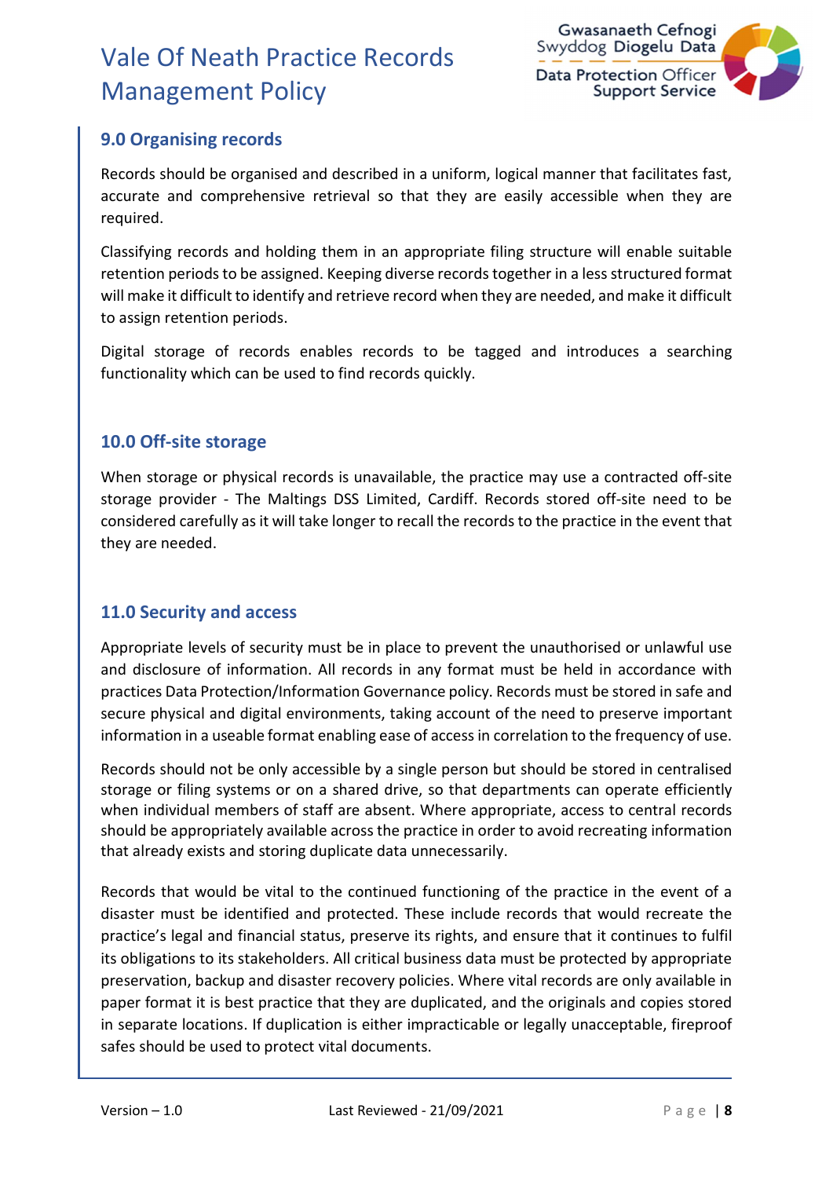## 9.0 Organising records

Records should be organised and described in a uniform, logical manner that facilitates fast, accurate and comprehensive retrieval so that they are easily accessible when they are required.

Classifying records and holding them in an appropriate filing structure will enable suitable retention periods to be assigned. Keeping diverse records together in a less structured format will make it difficult to identify and retrieve record when they are needed, and make it difficult to assign retention periods.

Digital storage of records enables records to be tagged and introduces a searching functionality which can be used to find records quickly.

## 10.0 Off-site storage

When storage or physical records is unavailable, the practice may use a contracted off-site storage provider - The Maltings DSS Limited, Cardiff. Records stored off-site need to be considered carefully as it will take longer to recall the records to the practice in the event that they are needed.

## 11.0 Security and access

Appropriate levels of security must be in place to prevent the unauthorised or unlawful use and disclosure of information. All records in any format must be held in accordance with practices Data Protection/Information Governance policy. Records must be stored in safe and secure physical and digital environments, taking account of the need to preserve important information in a useable format enabling ease of access in correlation to the frequency of use.

Records should not be only accessible by a single person but should be stored in centralised storage or filing systems or on a shared drive, so that departments can operate efficiently when individual members of staff are absent. Where appropriate, access to central records should be appropriately available across the practice in order to avoid recreating information that already exists and storing duplicate data unnecessarily.

Records that would be vital to the continued functioning of the practice in the event of a disaster must be identified and protected. These include records that would recreate the practice's legal and financial status, preserve its rights, and ensure that it continues to fulfil its obligations to its stakeholders. All critical business data must be protected by appropriate preservation, backup and disaster recovery policies. Where vital records are only available in paper format it is best practice that they are duplicated, and the originals and copies stored in separate locations. If duplication is either impracticable or legally unacceptable, fireproof safes should be used to protect vital documents.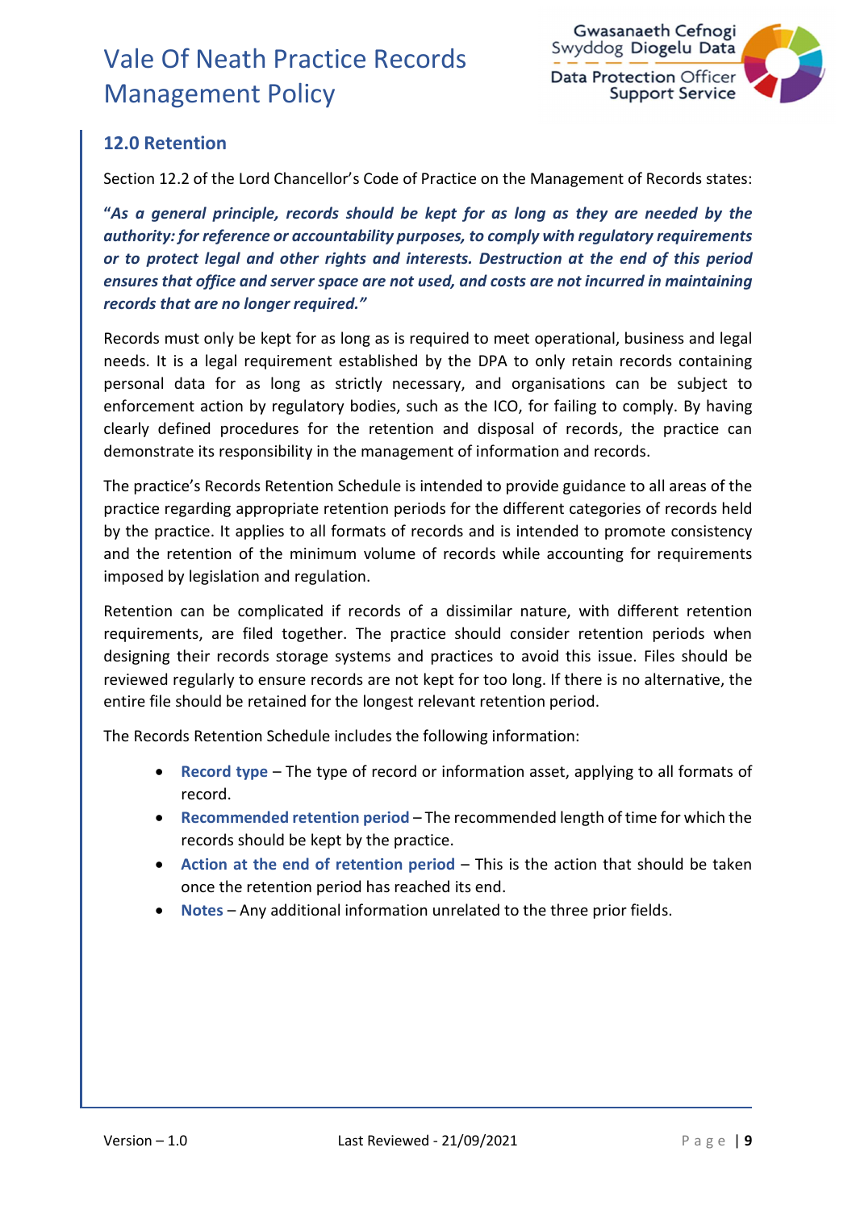## 12.0 Retention

Section 12.2 of the Lord Chancellor's Code of Practice on the Management of Records states:

***"As a general principle, records should be kept for as long as they are needed by the authority: for reference or accountability purposes, to comply with regulatory requirements or to protect legal and other rights and interests. Destruction at the end of this period ensures that office and server space are not used, and costs are not incurred in maintaining records that are no longer required."***

Records must only be kept for as long as is required to meet operational, business and legal needs. It is a legal requirement established by the DPA to only retain records containing personal data for as long as strictly necessary, and organisations can be subject to enforcement action by regulatory bodies, such as the ICO, for failing to comply. By having clearly defined procedures for the retention and disposal of records, the practice can demonstrate its responsibility in the management of information and records.

The practice's Records Retention Schedule is intended to provide guidance to all areas of the practice regarding appropriate retention periods for the different categories of records held by the practice. It applies to all formats of records and is intended to promote consistency and the retention of the minimum volume of records while accounting for requirements imposed by legislation and regulation.

Retention can be complicated if records of a dissimilar nature, with different retention requirements, are filed together. The practice should consider retention periods when designing their records storage systems and practices to avoid this issue. Files should be reviewed regularly to ensure records are not kept for too long. If there is no alternative, the entire file should be retained for the longest relevant retention period.

The Records Retention Schedule includes the following information:

- **Record type** – The type of record or information asset, applying to all formats of record.
- **Recommended retention period** – The recommended length of time for which the records should be kept by the practice.
- **Action at the end of retention period** – This is the action that should be taken once the retention period has reached its end.
- **Notes** – Any additional information unrelated to the three prior fields.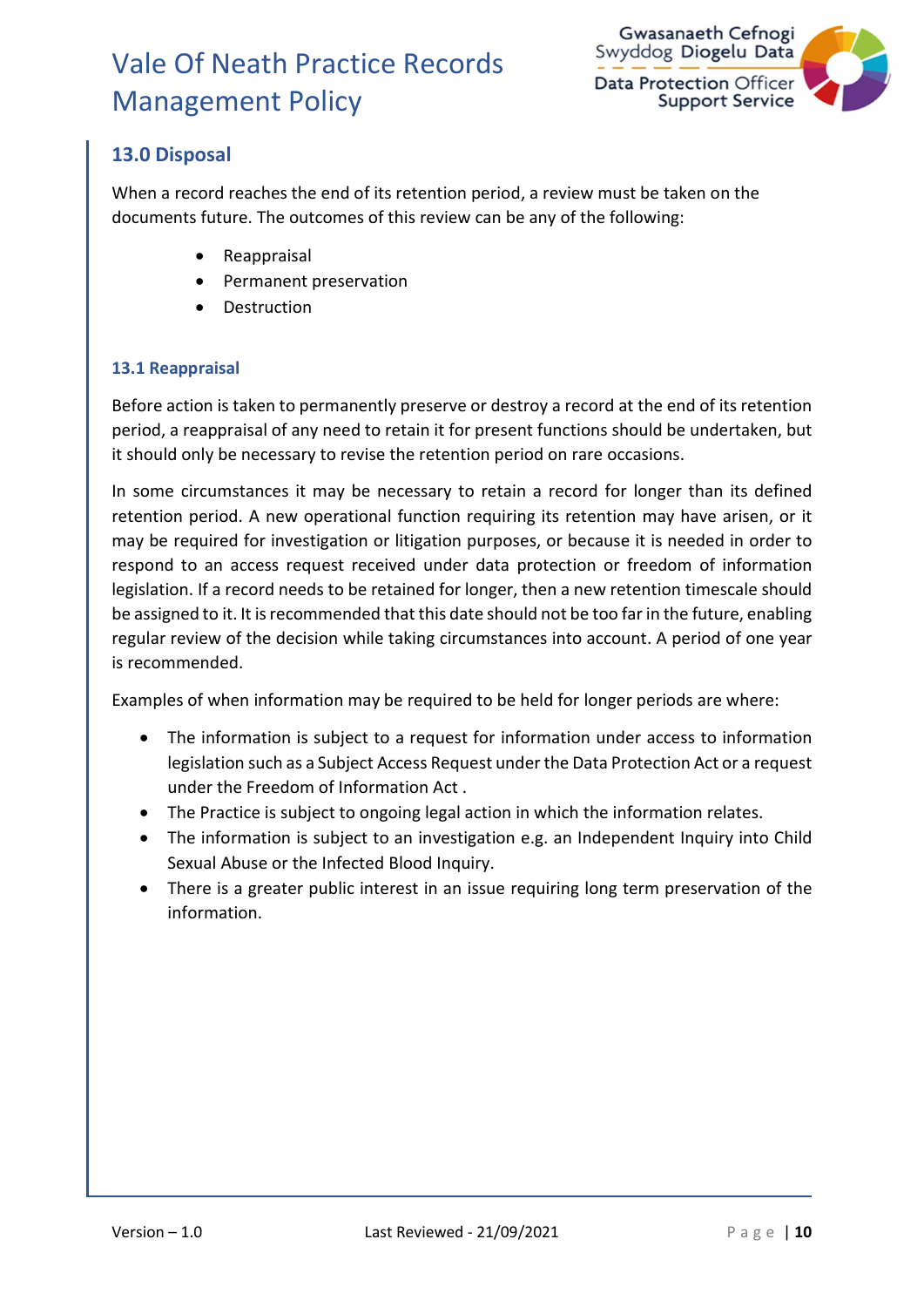## 13.0 Disposal

When a record reaches the end of its retention period, a review must be taken on the documents future. The outcomes of this review can be any of the following:

- Reappraisal
- Permanent preservation
- Destruction

### 13.1 Reappraisal

Before action is taken to permanently preserve or destroy a record at the end of its retention period, a reappraisal of any need to retain it for present functions should be undertaken, but it should only be necessary to revise the retention period on rare occasions.

In some circumstances it may be necessary to retain a record for longer than its defined retention period. A new operational function requiring its retention may have arisen, or it may be required for investigation or litigation purposes, or because it is needed in order to respond to an access request received under data protection or freedom of information legislation. If a record needs to be retained for longer, then a new retention timescale should be assigned to it. It is recommended that this date should not be too far in the future, enabling regular review of the decision while taking circumstances into account. A period of one year is recommended.

Examples of when information may be required to be held for longer periods are where:

- The information is subject to a request for information under access to information legislation such as a Subject Access Request under the Data Protection Act or a request under the Freedom of Information Act .
- The Practice is subject to ongoing legal action in which the information relates.
- The information is subject to an investigation e.g. an Independent Inquiry into Child Sexual Abuse or the Infected Blood Inquiry.
- There is a greater public interest in an issue requiring long term preservation of the information.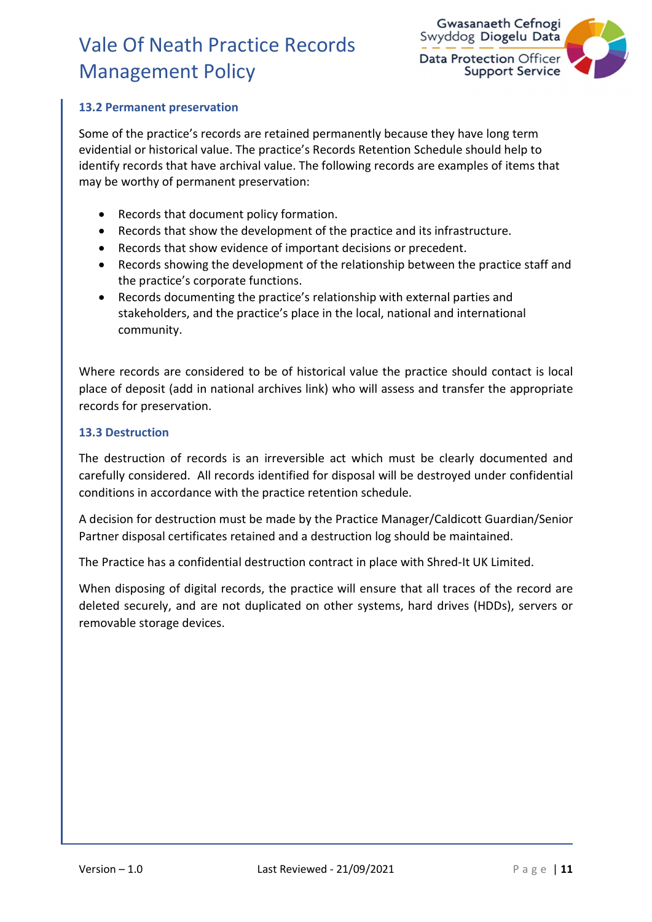### 13.2 Permanent preservation

Some of the practice's records are retained permanently because they have long term evidential or historical value. The practice's Records Retention Schedule should help to identify records that have archival value. The following records are examples of items that may be worthy of permanent preservation:

- Records that document policy formation.
- Records that show the development of the practice and its infrastructure.
- Records that show evidence of important decisions or precedent.
- Records showing the development of the relationship between the practice staff and the practice's corporate functions.
- Records documenting the practice's relationship with external parties and stakeholders, and the practice's place in the local, national and international community.

Where records are considered to be of historical value the practice should contact is local place of deposit (add in national archives link) who will assess and transfer the appropriate records for preservation.

### 13.3 Destruction

The destruction of records is an irreversible act which must be clearly documented and carefully considered. All records identified for disposal will be destroyed under confidential conditions in accordance with the practice retention schedule.

A decision for destruction must be made by the Practice Manager/Caldicott Guardian/Senior Partner disposal certificates retained and a destruction log should be maintained.

The Practice has a confidential destruction contract in place with Shred-It UK Limited.

When disposing of digital records, the practice will ensure that all traces of the record are deleted securely, and are not duplicated on other systems, hard drives (HDDs), servers or removable storage devices.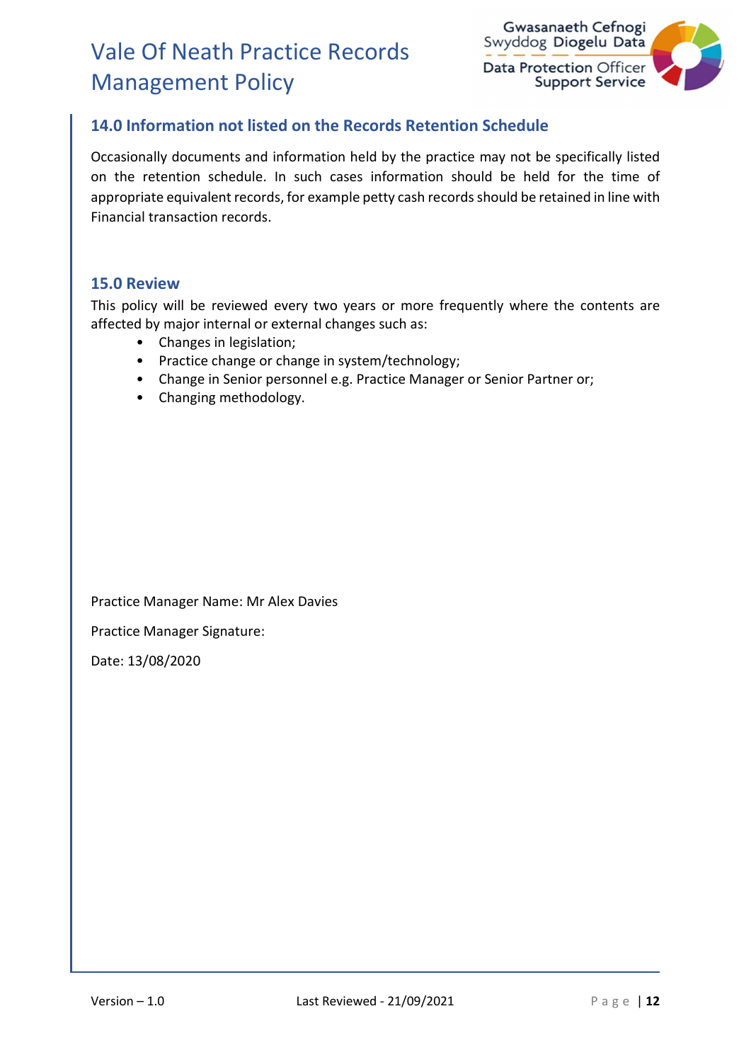## 14.0 Information not listed on the Records Retention Schedule

Occasionally documents and information held by the practice may not be specifically listed on the retention schedule. In such cases information should be held for the time of appropriate equivalent records, for example petty cash records should be retained in line with Financial transaction records.

## 15.0 Review

This policy will be reviewed every two years or more frequently where the contents are affected by major internal or external changes such as:

- Changes in legislation;
- Practice change or change in system/technology;
- Change in Senior personnel e.g. Practice Manager or Senior Partner or;
- Changing methodology.

Practice Manager Name: Mr Alex Davies

Practice Manager Signature:

Date: 13/08/2020